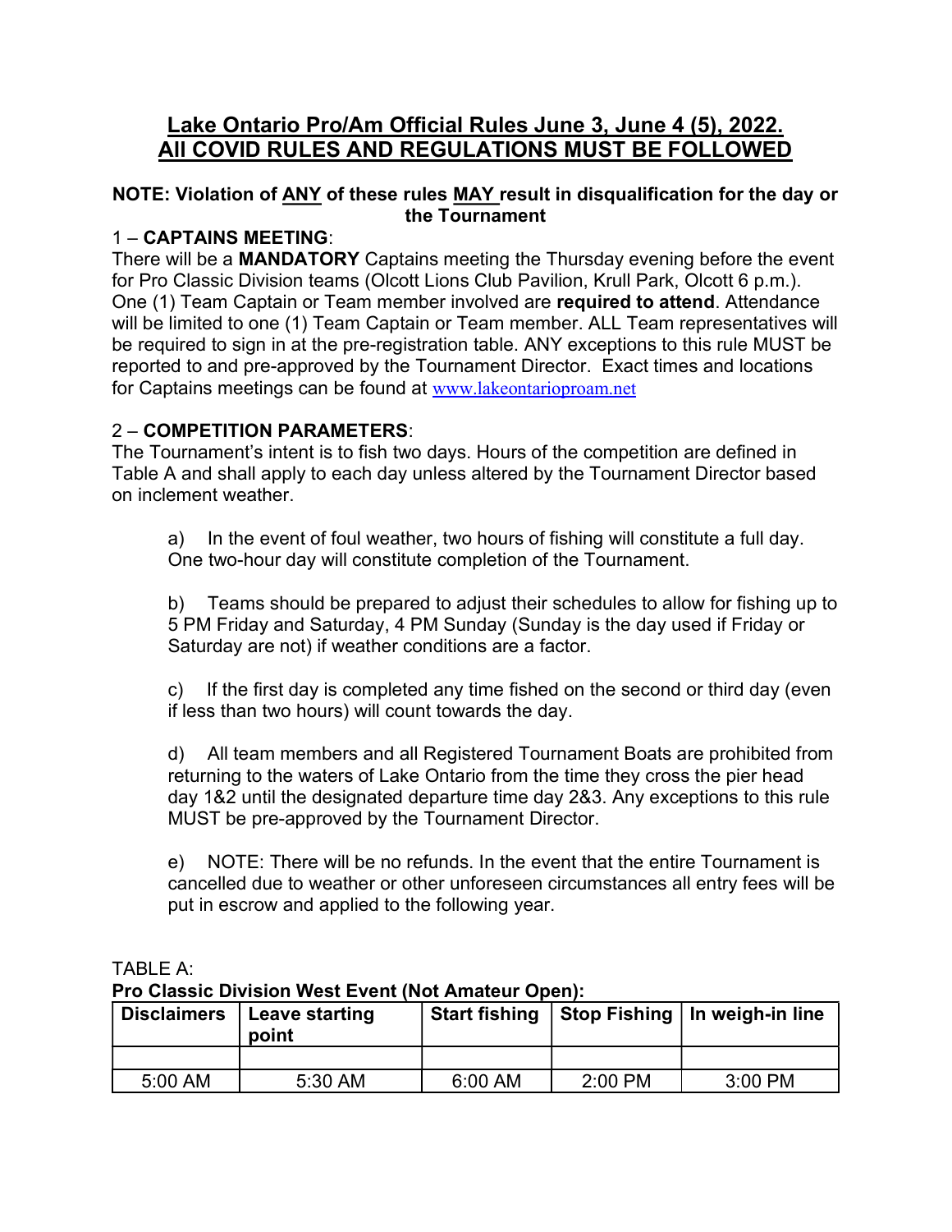# Lake Ontario Pro/Am Official Rules June 3, June 4 (5), 2022.
# All COVID RULES AND REGULATIONS MUST BE FOLLOWED

**NOTE: Violation of ANY of these rules MAY result in disqualification for the day or the Tournament**

1 – **CAPTAINS MEETING**:
There will be a **MANDATORY** Captains meeting the Thursday evening before the event for Pro Classic Division teams (Olcott Lions Club Pavilion, Krull Park, Olcott 6 p.m.). One (1) Team Captain or Team member involved are **required to attend**. Attendance will be limited to one (1) Team Captain or Team member. ALL Team representatives will be required to sign in at the pre-registration table. ANY exceptions to this rule MUST be reported to and pre-approved by the Tournament Director. Exact times and locations for Captains meetings can be found at www.lakeontarioproam.net

2 – **COMPETITION PARAMETERS**:
The Tournament's intent is to fish two days. Hours of the competition are defined in Table A and shall apply to each day unless altered by the Tournament Director based on inclement weather.

a) In the event of foul weather, two hours of fishing will constitute a full day. One two-hour day will constitute completion of the Tournament.

b) Teams should be prepared to adjust their schedules to allow for fishing up to 5 PM Friday and Saturday, 4 PM Sunday (Sunday is the day used if Friday or Saturday are not) if weather conditions are a factor.

c) If the first day is completed any time fished on the second or third day (even if less than two hours) will count towards the day.

d) All team members and all Registered Tournament Boats are prohibited from returning to the waters of Lake Ontario from the time they cross the pier head day 1&2 until the designated departure time day 2&3. Any exceptions to this rule MUST be pre-approved by the Tournament Director.

e) NOTE: There will be no refunds. In the event that the entire Tournament is cancelled due to weather or other unforeseen circumstances all entry fees will be put in escrow and applied to the following year.

TABLE A:
**Pro Classic Division West Event (Not Amateur Open):**

| Disclaimers | Leave starting point | Start fishing | Stop Fishing | In weigh-in line |
|---|---|---|---|---|
| | | | | |
| 5:00 AM | 5:30 AM | 6:00 AM | 2:00 PM | 3:00 PM |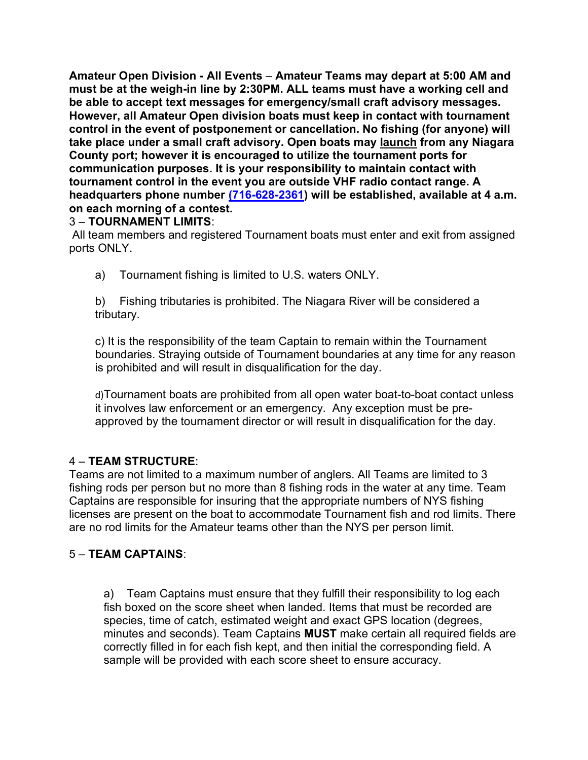**Amateur Open Division - All Events – Amateur Teams may depart at 5:00 AM and must be at the weigh-in line by 2:30PM. ALL teams must have a working cell and be able to accept text messages for emergency/small craft advisory messages. However, all Amateur Open division boats must keep in contact with tournament control in the event of postponement or cancellation. No fishing (for anyone) will take place under a small craft advisory. Open boats may launch from any Niagara County port; however it is encouraged to utilize the tournament ports for communication purposes. It is your responsibility to maintain contact with tournament control in the event you are outside VHF radio contact range. A headquarters phone number [(716-628-2361)](tel:716-628-2361) will be established, available at 4 a.m. on each morning of a contest.**

3 – **TOURNAMENT LIMITS**:

All team members and registered Tournament boats must enter and exit from assigned ports ONLY.

a) Tournament fishing is limited to U.S. waters ONLY.

b) Fishing tributaries is prohibited. The Niagara River will be considered a tributary.

c) It is the responsibility of the team Captain to remain within the Tournament boundaries. Straying outside of Tournament boundaries at any time for any reason is prohibited and will result in disqualification for the day.

d) Tournament boats are prohibited from all open water boat-to-boat contact unless it involves law enforcement or an emergency. Any exception must be pre-approved by the tournament director or will result in disqualification for the day.

4 – **TEAM STRUCTURE**:

Teams are not limited to a maximum number of anglers. All Teams are limited to 3 fishing rods per person but no more than 8 fishing rods in the water at any time. Team Captains are responsible for insuring that the appropriate numbers of NYS fishing licenses are present on the boat to accommodate Tournament fish and rod limits. There are no rod limits for the Amateur teams other than the NYS per person limit.

5 – **TEAM CAPTAINS**:

a) Team Captains must ensure that they fulfill their responsibility to log each fish boxed on the score sheet when landed. Items that must be recorded are species, time of catch, estimated weight and exact GPS location (degrees, minutes and seconds). Team Captains **MUST** make certain all required fields are correctly filled in for each fish kept, and then initial the corresponding field. A sample will be provided with each score sheet to ensure accuracy.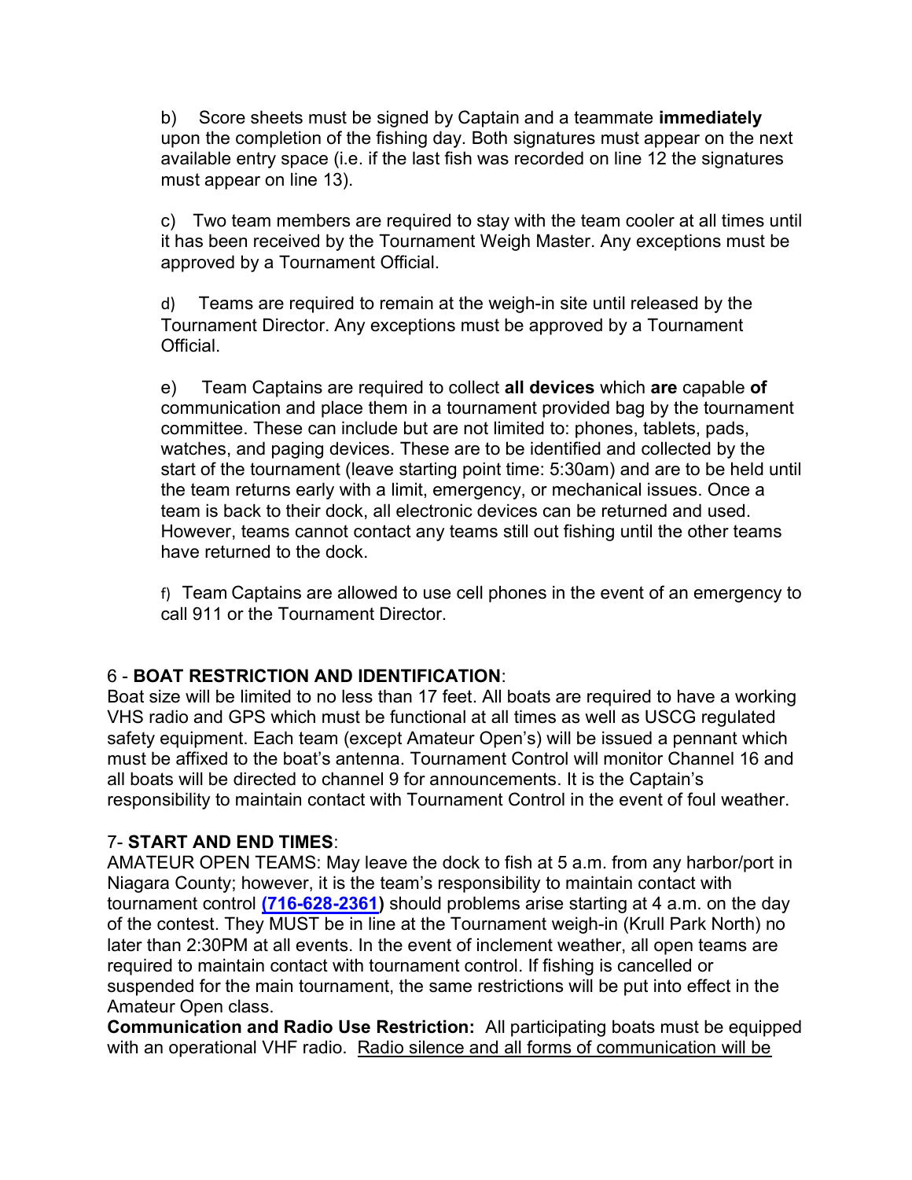b) Score sheets must be signed by Captain and a teammate **immediately** upon the completion of the fishing day. Both signatures must appear on the next available entry space (i.e. if the last fish was recorded on line 12 the signatures must appear on line 13).

c) Two team members are required to stay with the team cooler at all times until it has been received by the Tournament Weigh Master. Any exceptions must be approved by a Tournament Official.

d) Teams are required to remain at the weigh-in site until released by the Tournament Director. Any exceptions must be approved by a Tournament Official.

e) Team Captains are required to collect **all devices** which **are** capable **of** communication and place them in a tournament provided bag by the tournament committee. These can include but are not limited to: phones, tablets, pads, watches, and paging devices. These are to be identified and collected by the start of the tournament (leave starting point time: 5:30am) and are to be held until the team returns early with a limit, emergency, or mechanical issues. Once a team is back to their dock, all electronic devices can be returned and used. However, teams cannot contact any teams still out fishing until the other teams have returned to the dock.

f) Team Captains are allowed to use cell phones in the event of an emergency to call 911 or the Tournament Director.

6 - **BOAT RESTRICTION AND IDENTIFICATION**:
Boat size will be limited to no less than 17 feet. All boats are required to have a working VHS radio and GPS which must be functional at all times as well as USCG regulated safety equipment. Each team (except Amateur Open's) will be issued a pennant which must be affixed to the boat's antenna. Tournament Control will monitor Channel 16 and all boats will be directed to channel 9 for announcements. It is the Captain's responsibility to maintain contact with Tournament Control in the event of foul weather.

7- **START AND END TIMES**:
AMATEUR OPEN TEAMS: May leave the dock to fish at 5 a.m. from any harbor/port in Niagara County; however, it is the team's responsibility to maintain contact with tournament control **(716-628-2361)** should problems arise starting at 4 a.m. on the day of the contest. They MUST be in line at the Tournament weigh-in (Krull Park North) no later than 2:30PM at all events. In the event of inclement weather, all open teams are required to maintain contact with tournament control. If fishing is cancelled or suspended for the main tournament, the same restrictions will be put into effect in the Amateur Open class.
**Communication and Radio Use Restriction:** All participating boats must be equipped with an operational VHF radio. Radio silence and all forms of communication will be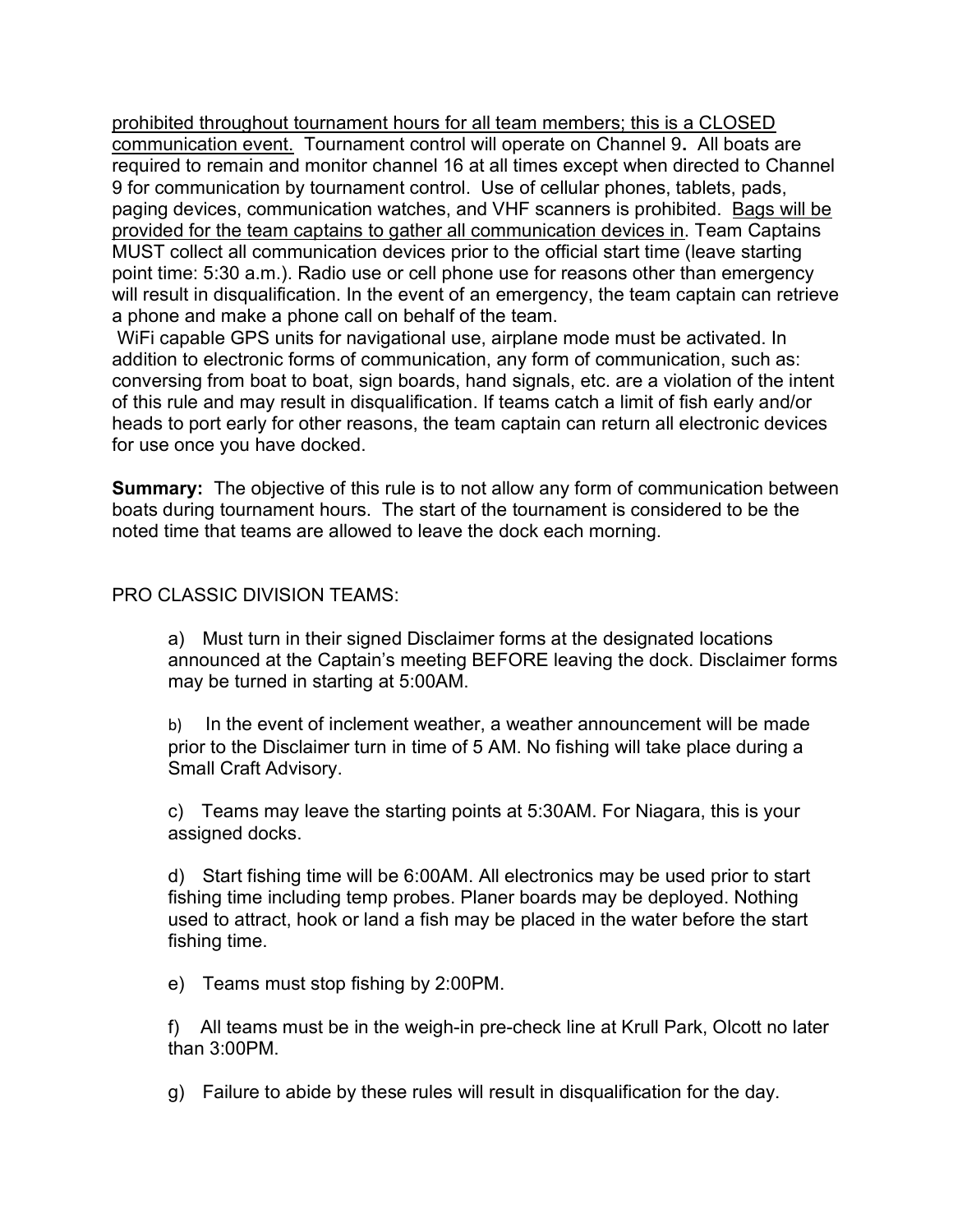<u>prohibited throughout tournament hours for all team members; this is a CLOSED communication event.</u> Tournament control will operate on Channel 9**.** All boats are required to remain and monitor channel 16 at all times except when directed to Channel 9 for communication by tournament control. Use of cellular phones, tablets, pads, paging devices, communication watches, and VHF scanners is prohibited. <u>Bags will be provided for the team captains to gather all communication devices in</u>. Team Captains MUST collect all communication devices prior to the official start time (leave starting point time: 5:30 a.m.). Radio use or cell phone use for reasons other than emergency will result in disqualification. In the event of an emergency, the team captain can retrieve a phone and make a phone call on behalf of the team.

WiFi capable GPS units for navigational use, airplane mode must be activated. In addition to electronic forms of communication, any form of communication, such as: conversing from boat to boat, sign boards, hand signals, etc. are a violation of the intent of this rule and may result in disqualification. If teams catch a limit of fish early and/or heads to port early for other reasons, the team captain can return all electronic devices for use once you have docked.

**Summary:** The objective of this rule is to not allow any form of communication between boats during tournament hours. The start of the tournament is considered to be the noted time that teams are allowed to leave the dock each morning.

PRO CLASSIC DIVISION TEAMS:

a) Must turn in their signed Disclaimer forms at the designated locations announced at the Captain's meeting BEFORE leaving the dock. Disclaimer forms may be turned in starting at 5:00AM.

b) In the event of inclement weather, a weather announcement will be made prior to the Disclaimer turn in time of 5 AM. No fishing will take place during a Small Craft Advisory.

c) Teams may leave the starting points at 5:30AM. For Niagara, this is your assigned docks.

d) Start fishing time will be 6:00AM. All electronics may be used prior to start fishing time including temp probes. Planer boards may be deployed. Nothing used to attract, hook or land a fish may be placed in the water before the start fishing time.

e) Teams must stop fishing by 2:00PM.

f) All teams must be in the weigh-in pre-check line at Krull Park, Olcott no later than 3:00PM.

g) Failure to abide by these rules will result in disqualification for the day.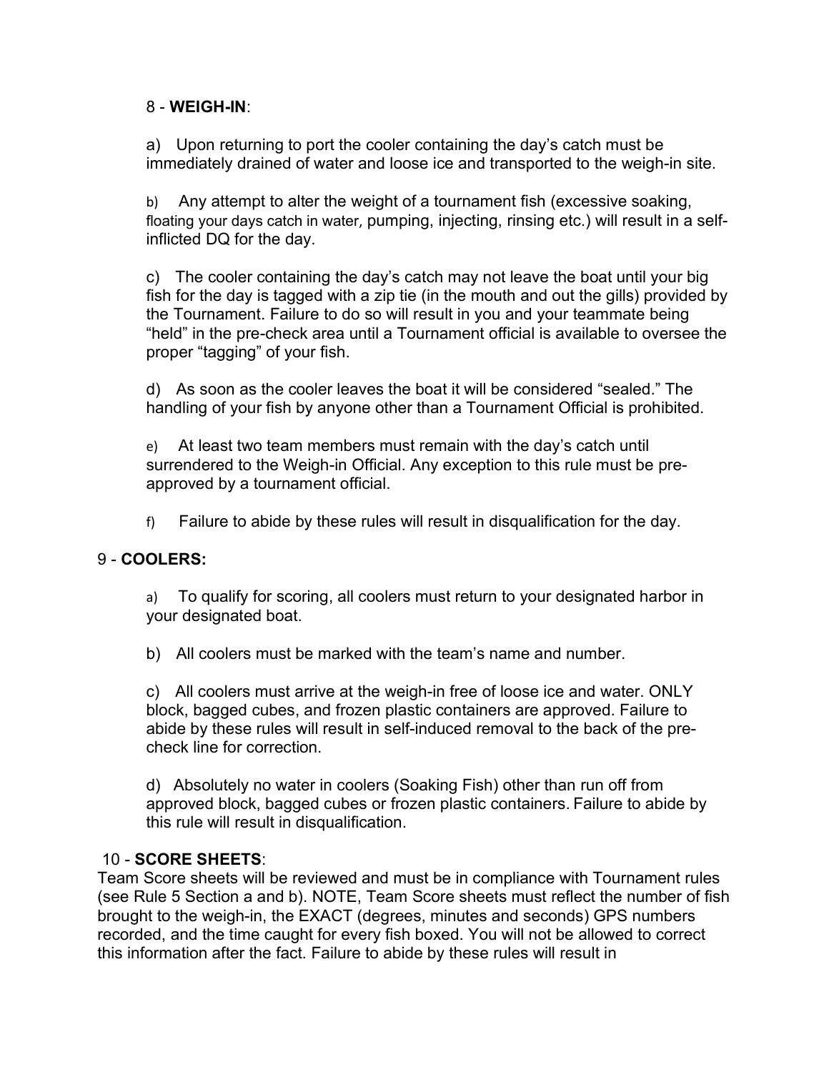8 - **WEIGH-IN**:

a) Upon returning to port the cooler containing the day's catch must be immediately drained of water and loose ice and transported to the weigh-in site.

b) Any attempt to alter the weight of a tournament fish (excessive soaking, floating your days catch in water, pumping, injecting, rinsing etc.) will result in a self-inflicted DQ for the day.

c) The cooler containing the day's catch may not leave the boat until your big fish for the day is tagged with a zip tie (in the mouth and out the gills) provided by the Tournament. Failure to do so will result in you and your teammate being "held" in the pre-check area until a Tournament official is available to oversee the proper "tagging" of your fish.

d) As soon as the cooler leaves the boat it will be considered "sealed." The handling of your fish by anyone other than a Tournament Official is prohibited.

e) At least two team members must remain with the day's catch until surrendered to the Weigh-in Official. Any exception to this rule must be pre-approved by a tournament official.

f) Failure to abide by these rules will result in disqualification for the day.

9 - **COOLERS:**

a) To qualify for scoring, all coolers must return to your designated harbor in your designated boat.

b) All coolers must be marked with the team's name and number.

c) All coolers must arrive at the weigh-in free of loose ice and water. ONLY block, bagged cubes, and frozen plastic containers are approved. Failure to abide by these rules will result in self-induced removal to the back of the pre-check line for correction.

d) Absolutely no water in coolers (Soaking Fish) other than run off from approved block, bagged cubes or frozen plastic containers. Failure to abide by this rule will result in disqualification.

10 - **SCORE SHEETS**:
Team Score sheets will be reviewed and must be in compliance with Tournament rules (see Rule 5 Section a and b). NOTE, Team Score sheets must reflect the number of fish brought to the weigh-in, the EXACT (degrees, minutes and seconds) GPS numbers recorded, and the time caught for every fish boxed. You will not be allowed to correct this information after the fact. Failure to abide by these rules will result in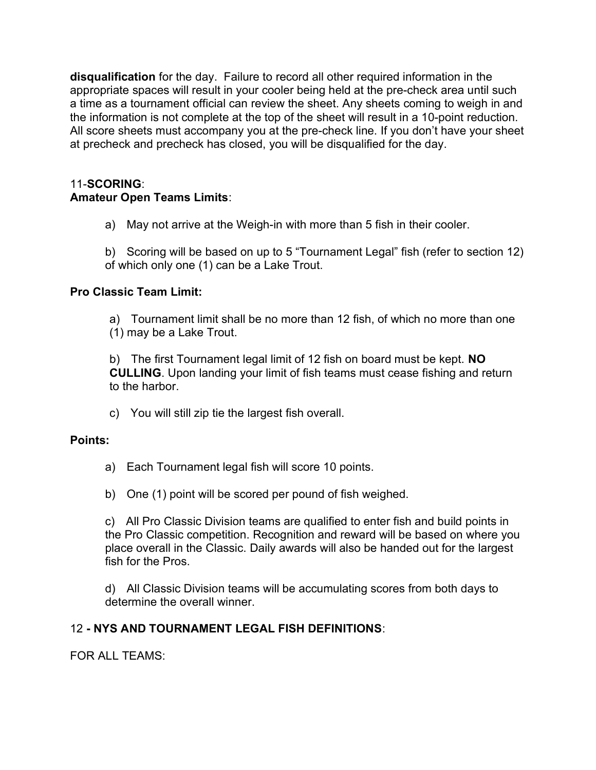**disqualification** for the day. Failure to record all other required information in the appropriate spaces will result in your cooler being held at the pre-check area until such a time as a tournament official can review the sheet. Any sheets coming to weigh in and the information is not complete at the top of the sheet will result in a 10-point reduction. All score sheets must accompany you at the pre-check line. If you don't have your sheet at precheck and precheck has closed, you will be disqualified for the day.

11-**SCORING**:

**Amateur Open Teams Limits**:

a) May not arrive at the Weigh-in with more than 5 fish in their cooler.

b) Scoring will be based on up to 5 "Tournament Legal" fish (refer to section 12) of which only one (1) can be a Lake Trout.

**Pro Classic Team Limit:**

a) Tournament limit shall be no more than 12 fish, of which no more than one (1) may be a Lake Trout.

b) The first Tournament legal limit of 12 fish on board must be kept. **NO CULLING**. Upon landing your limit of fish teams must cease fishing and return to the harbor.

c) You will still zip tie the largest fish overall.

**Points:**

a) Each Tournament legal fish will score 10 points.

b) One (1) point will be scored per pound of fish weighed.

c) All Pro Classic Division teams are qualified to enter fish and build points in the Pro Classic competition. Recognition and reward will be based on where you place overall in the Classic. Daily awards will also be handed out for the largest fish for the Pros.

d) All Classic Division teams will be accumulating scores from both days to determine the overall winner.

12 **- NYS AND TOURNAMENT LEGAL FISH DEFINITIONS**:

FOR ALL TEAMS: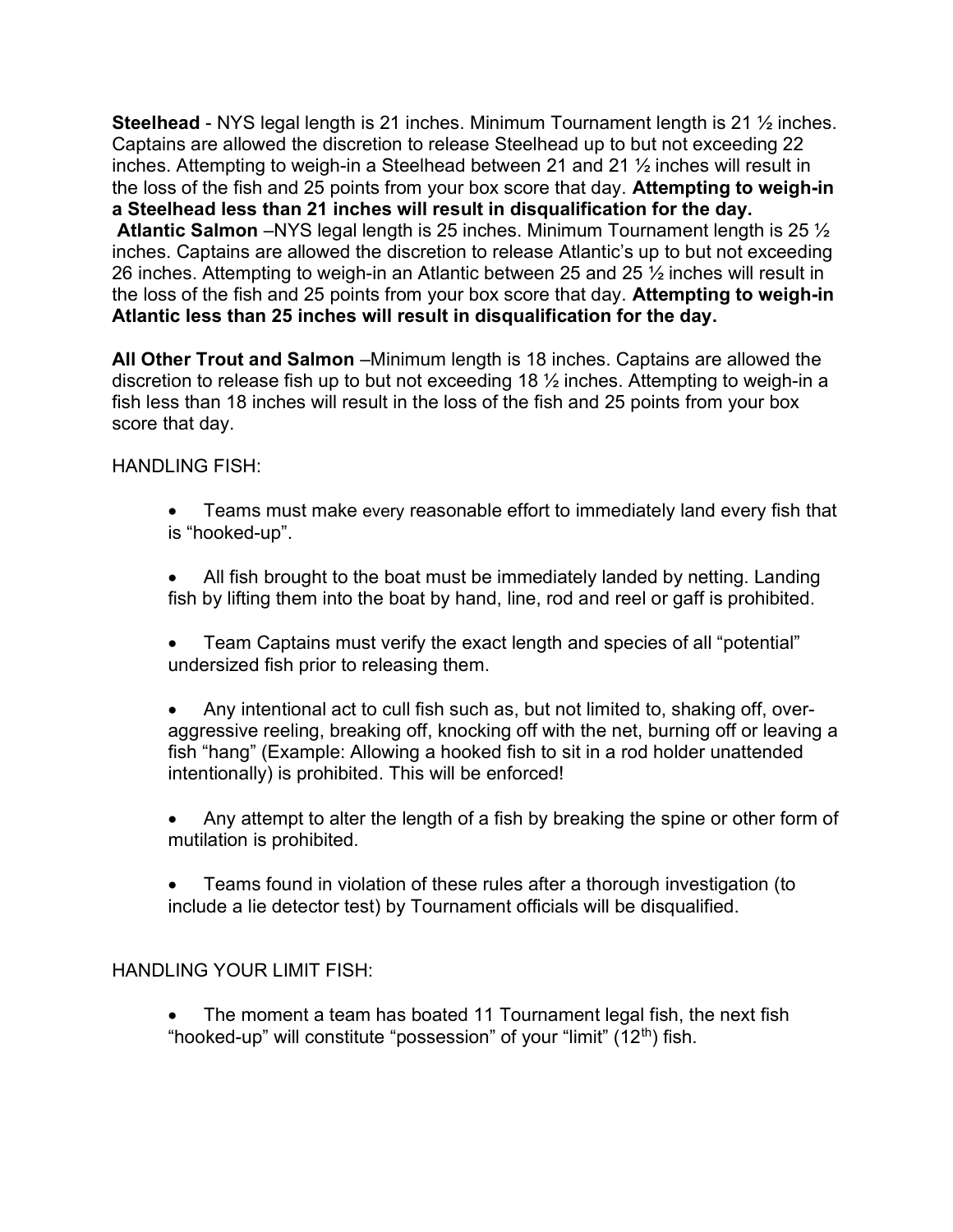**Steelhead** - NYS legal length is 21 inches. Minimum Tournament length is 21 ½ inches. Captains are allowed the discretion to release Steelhead up to but not exceeding 22 inches. Attempting to weigh-in a Steelhead between 21 and 21 ½ inches will result in the loss of the fish and 25 points from your box score that day. **Attempting to weigh-in a Steelhead less than 21 inches will result in disqualification for the day.**

**Atlantic Salmon** –NYS legal length is 25 inches. Minimum Tournament length is 25 ½ inches. Captains are allowed the discretion to release Atlantic's up to but not exceeding 26 inches. Attempting to weigh-in an Atlantic between 25 and 25 ½ inches will result in the loss of the fish and 25 points from your box score that day. **Attempting to weigh-in Atlantic less than 25 inches will result in disqualification for the day.**

**All Other Trout and Salmon** –Minimum length is 18 inches. Captains are allowed the discretion to release fish up to but not exceeding 18 ½ inches. Attempting to weigh-in a fish less than 18 inches will result in the loss of the fish and 25 points from your box score that day.

HANDLING FISH:

- Teams must make every reasonable effort to immediately land every fish that is "hooked-up".
- All fish brought to the boat must be immediately landed by netting. Landing fish by lifting them into the boat by hand, line, rod and reel or gaff is prohibited.
- Team Captains must verify the exact length and species of all "potential" undersized fish prior to releasing them.
- Any intentional act to cull fish such as, but not limited to, shaking off, over-aggressive reeling, breaking off, knocking off with the net, burning off or leaving a fish "hang" (Example: Allowing a hooked fish to sit in a rod holder unattended intentionally) is prohibited. This will be enforced!
- Any attempt to alter the length of a fish by breaking the spine or other form of mutilation is prohibited.
- Teams found in violation of these rules after a thorough investigation (to include a lie detector test) by Tournament officials will be disqualified.

HANDLING YOUR LIMIT FISH:

- The moment a team has boated 11 Tournament legal fish, the next fish "hooked-up" will constitute "possession" of your "limit" ($12^{th}$) fish.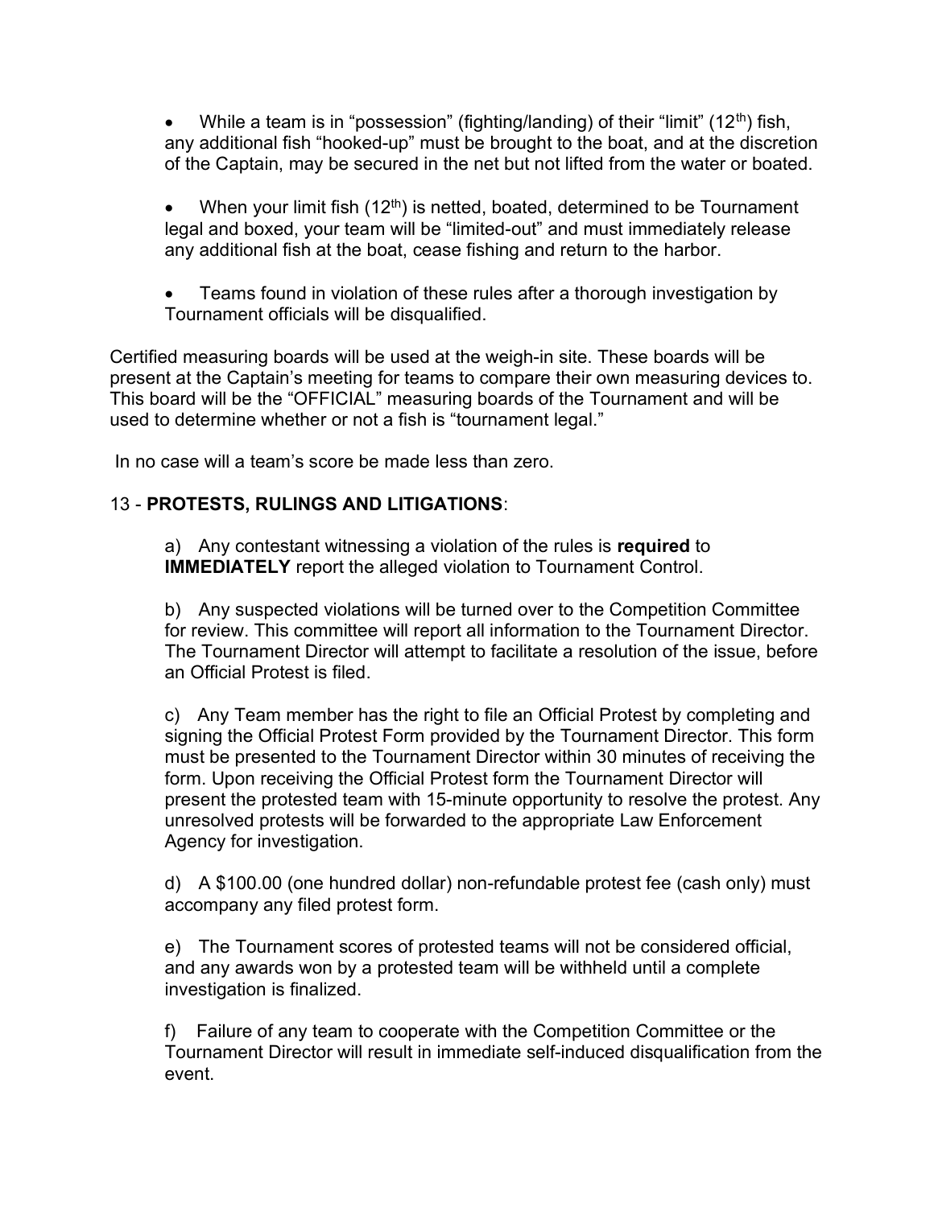- While a team is in "possession" (fighting/landing) of their "limit" (12th) fish, any additional fish "hooked-up" must be brought to the boat, and at the discretion of the Captain, may be secured in the net but not lifted from the water or boated.

- When your limit fish (12th) is netted, boated, determined to be Tournament legal and boxed, your team will be "limited-out" and must immediately release any additional fish at the boat, cease fishing and return to the harbor.

- Teams found in violation of these rules after a thorough investigation by Tournament officials will be disqualified.

Certified measuring boards will be used at the weigh-in site. These boards will be present at the Captain's meeting for teams to compare their own measuring devices to. This board will be the "OFFICIAL" measuring boards of the Tournament and will be used to determine whether or not a fish is "tournament legal."

In no case will a team's score be made less than zero.

## 13 - **PROTESTS, RULINGS AND LITIGATIONS**:

a) Any contestant witnessing a violation of the rules is **required** to **IMMEDIATELY** report the alleged violation to Tournament Control.

b) Any suspected violations will be turned over to the Competition Committee for review. This committee will report all information to the Tournament Director. The Tournament Director will attempt to facilitate a resolution of the issue, before an Official Protest is filed.

c) Any Team member has the right to file an Official Protest by completing and signing the Official Protest Form provided by the Tournament Director. This form must be presented to the Tournament Director within 30 minutes of receiving the form. Upon receiving the Official Protest form the Tournament Director will present the protested team with 15-minute opportunity to resolve the protest. Any unresolved protests will be forwarded to the appropriate Law Enforcement Agency for investigation.

d) A $100.00 (one hundred dollar) non-refundable protest fee (cash only) must accompany any filed protest form.

e) The Tournament scores of protested teams will not be considered official, and any awards won by a protested team will be withheld until a complete investigation is finalized.

f) Failure of any team to cooperate with the Competition Committee or the Tournament Director will result in immediate self-induced disqualification from the event.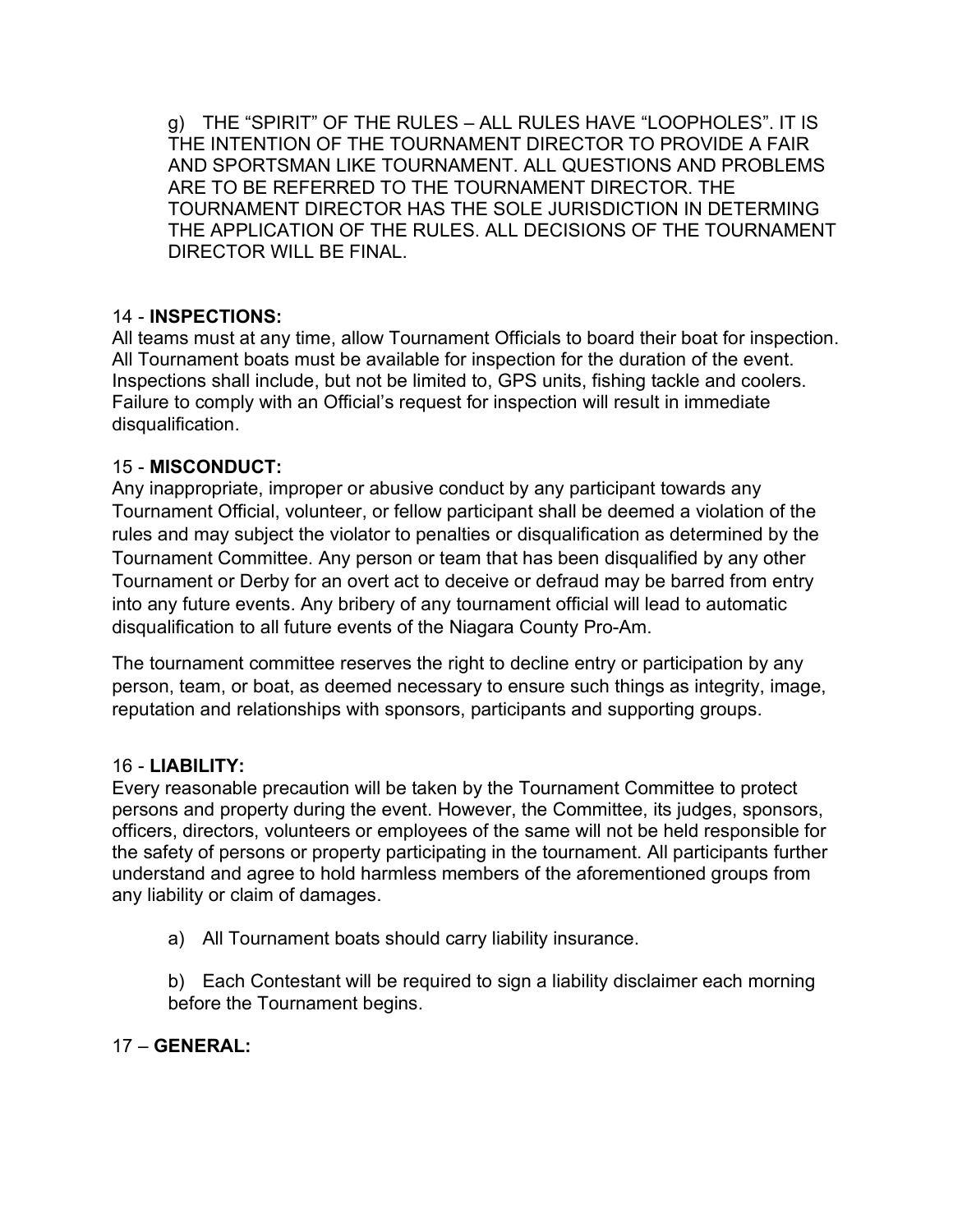g) THE "SPIRIT" OF THE RULES – ALL RULES HAVE "LOOPHOLES". IT IS THE INTENTION OF THE TOURNAMENT DIRECTOR TO PROVIDE A FAIR AND SPORTSMAN LIKE TOURNAMENT. ALL QUESTIONS AND PROBLEMS ARE TO BE REFERRED TO THE TOURNAMENT DIRECTOR. THE TOURNAMENT DIRECTOR HAS THE SOLE JURISDICTION IN DETERMING THE APPLICATION OF THE RULES. ALL DECISIONS OF THE TOURNAMENT DIRECTOR WILL BE FINAL.

14 - **INSPECTIONS:**

All teams must at any time, allow Tournament Officials to board their boat for inspection. All Tournament boats must be available for inspection for the duration of the event. Inspections shall include, but not be limited to, GPS units, fishing tackle and coolers. Failure to comply with an Official's request for inspection will result in immediate disqualification.

15 - **MISCONDUCT:**

Any inappropriate, improper or abusive conduct by any participant towards any Tournament Official, volunteer, or fellow participant shall be deemed a violation of the rules and may subject the violator to penalties or disqualification as determined by the Tournament Committee. Any person or team that has been disqualified by any other Tournament or Derby for an overt act to deceive or defraud may be barred from entry into any future events. Any bribery of any tournament official will lead to automatic disqualification to all future events of the Niagara County Pro-Am.

The tournament committee reserves the right to decline entry or participation by any person, team, or boat, as deemed necessary to ensure such things as integrity, image, reputation and relationships with sponsors, participants and supporting groups.

16 - **LIABILITY:**

Every reasonable precaution will be taken by the Tournament Committee to protect persons and property during the event. However, the Committee, its judges, sponsors, officers, directors, volunteers or employees of the same will not be held responsible for the safety of persons or property participating in the tournament. All participants further understand and agree to hold harmless members of the aforementioned groups from any liability or claim of damages.

a) All Tournament boats should carry liability insurance.

b) Each Contestant will be required to sign a liability disclaimer each morning before the Tournament begins.

17 – **GENERAL:**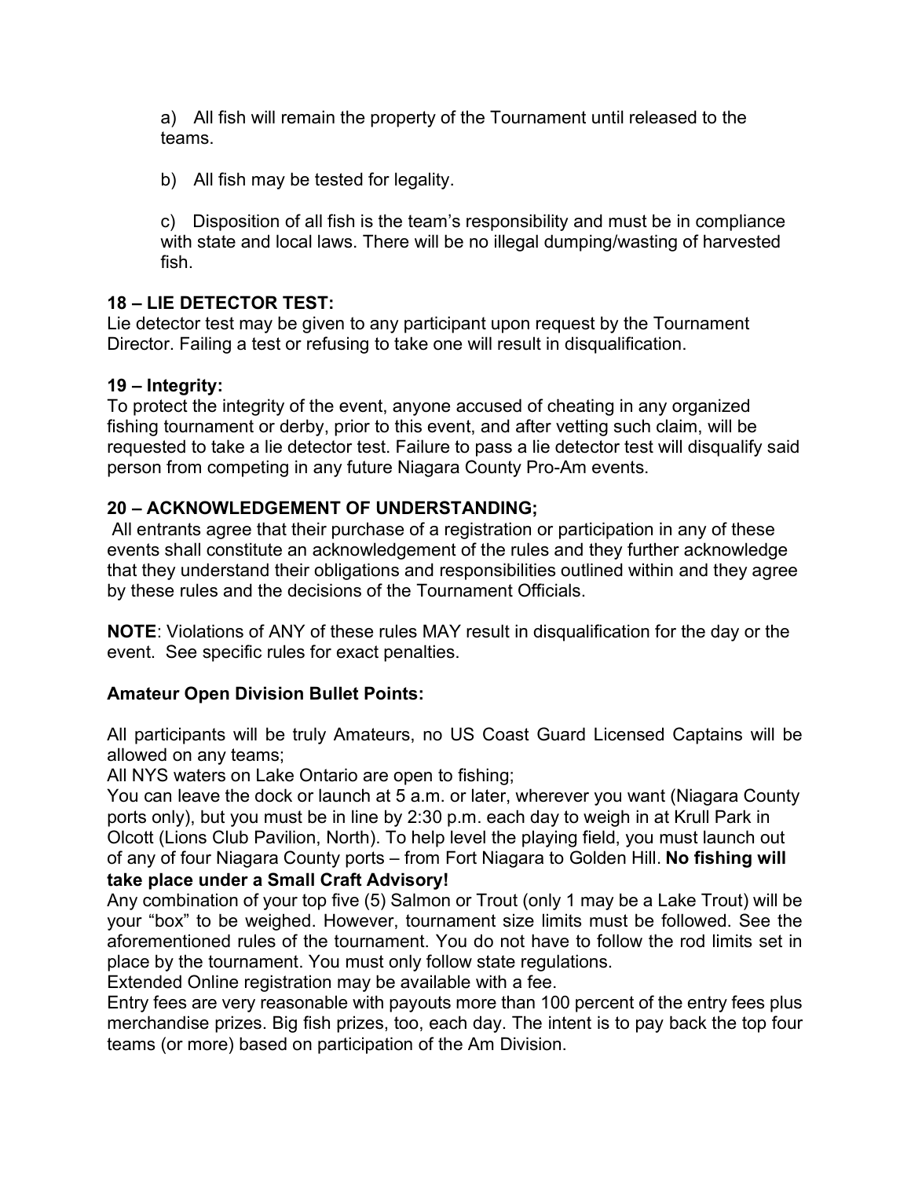a) All fish will remain the property of the Tournament until released to the teams.

b) All fish may be tested for legality.

c) Disposition of all fish is the team's responsibility and must be in compliance with state and local laws. There will be no illegal dumping/wasting of harvested fish.

**18 – LIE DETECTOR TEST:**
Lie detector test may be given to any participant upon request by the Tournament Director. Failing a test or refusing to take one will result in disqualification.

**19 – Integrity:**
To protect the integrity of the event, anyone accused of cheating in any organized fishing tournament or derby, prior to this event, and after vetting such claim, will be requested to take a lie detector test. Failure to pass a lie detector test will disqualify said person from competing in any future Niagara County Pro-Am events.

**20 – ACKNOWLEDGEMENT OF UNDERSTANDING;**
All entrants agree that their purchase of a registration or participation in any of these events shall constitute an acknowledgement of the rules and they further acknowledge that they understand their obligations and responsibilities outlined within and they agree by these rules and the decisions of the Tournament Officials.

**NOTE**: Violations of ANY of these rules MAY result in disqualification for the day or the event. See specific rules for exact penalties.

**Amateur Open Division Bullet Points:**

All participants will be truly Amateurs, no US Coast Guard Licensed Captains will be allowed on any teams;
All NYS waters on Lake Ontario are open to fishing;
You can leave the dock or launch at 5 a.m. or later, wherever you want (Niagara County ports only), but you must be in line by 2:30 p.m. each day to weigh in at Krull Park in Olcott (Lions Club Pavilion, North). To help level the playing field, you must launch out of any of four Niagara County ports – from Fort Niagara to Golden Hill. **No fishing will take place under a Small Craft Advisory!**
Any combination of your top five (5) Salmon or Trout (only 1 may be a Lake Trout) will be your "box" to be weighed. However, tournament size limits must be followed. See the aforementioned rules of the tournament. You do not have to follow the rod limits set in place by the tournament. You must only follow state regulations.
Extended Online registration may be available with a fee.
Entry fees are very reasonable with payouts more than 100 percent of the entry fees plus merchandise prizes. Big fish prizes, too, each day. The intent is to pay back the top four teams (or more) based on participation of the Am Division.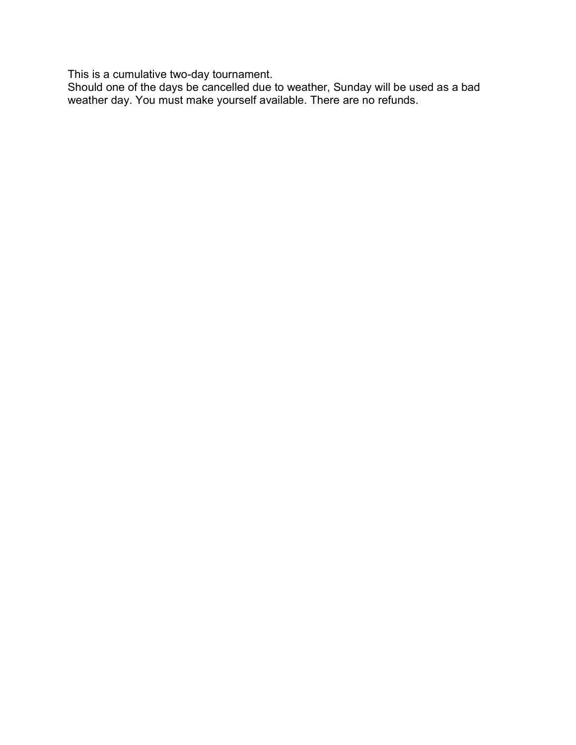This is a cumulative two-day tournament.
Should one of the days be cancelled due to weather, Sunday will be used as a bad weather day. You must make yourself available. There are no refunds.